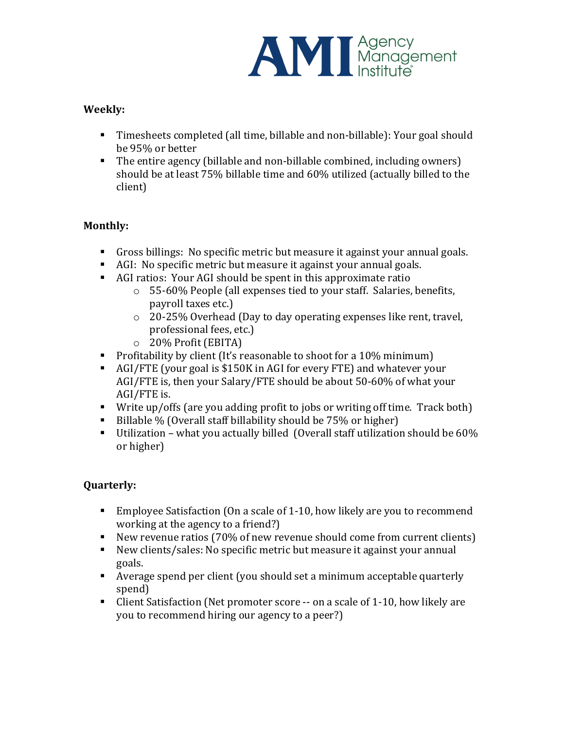**Weekly:**

- Timesheets completed (all time, billable and non-billable): Your goal should be 95% or better
- The entire agency (billable and non-billable combined, including owners) should be at least 75% billable time and 60% utilized (actually billed to the client)

**Monthly:**

- Gross billings: No specific metric but measure it against your annual goals.
- AGI: No specific metric but measure it against your annual goals.
- AGI ratios: Your AGI should be spent in this approximate ratio
  - 55-60% People (all expenses tied to your staff. Salaries, benefits, payroll taxes etc.)
  - 20-25% Overhead (Day to day operating expenses like rent, travel, professional fees, etc.)
  - 20% Profit (EBITA)
- Profitability by client (It's reasonable to shoot for a 10% minimum)
- AGI/FTE (your goal is $150K in AGI for every FTE) and whatever your AGI/FTE is, then your Salary/FTE should be about 50-60% of what your AGI/FTE is.
- Write up/offs (are you adding profit to jobs or writing off time. Track both)
- Billable % (Overall staff billability should be 75% or higher)
- Utilization – what you actually billed (Overall staff utilization should be 60% or higher)

**Quarterly:**

- Employee Satisfaction (On a scale of 1-10, how likely are you to recommend working at the agency to a friend?)
- New revenue ratios (70% of new revenue should come from current clients)
- New clients/sales: No specific metric but measure it against your annual goals.
- Average spend per client (you should set a minimum acceptable quarterly spend)
- Client Satisfaction (Net promoter score -- on a scale of 1-10, how likely are you to recommend hiring our agency to a peer?)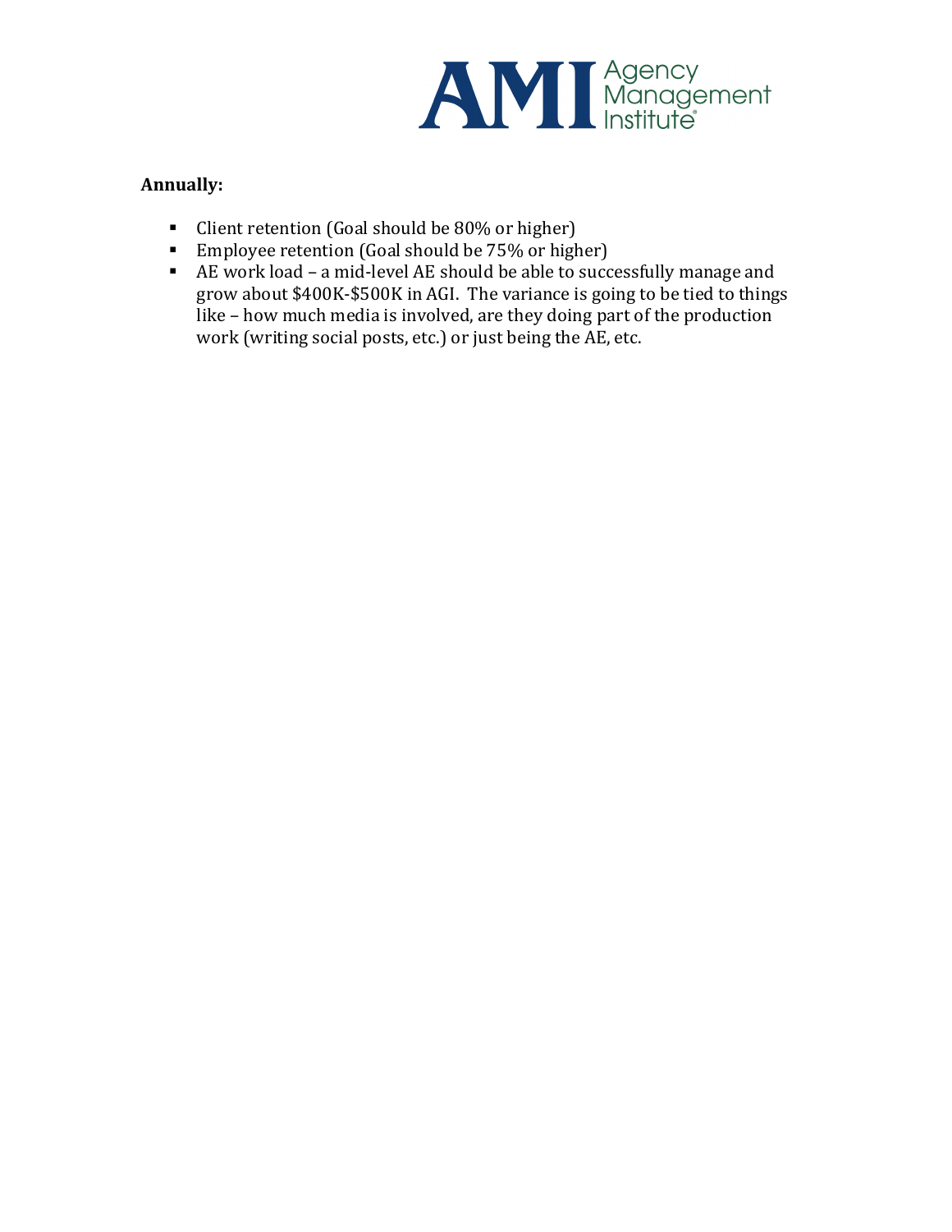**Annually:**

- Client retention (Goal should be 80% or higher)
- Employee retention (Goal should be 75% or higher)
- AE work load – a mid-level AE should be able to successfully manage and grow about $400K-$500K in AGI. The variance is going to be tied to things like – how much media is involved, are they doing part of the production work (writing social posts, etc.) or just being the AE, etc.